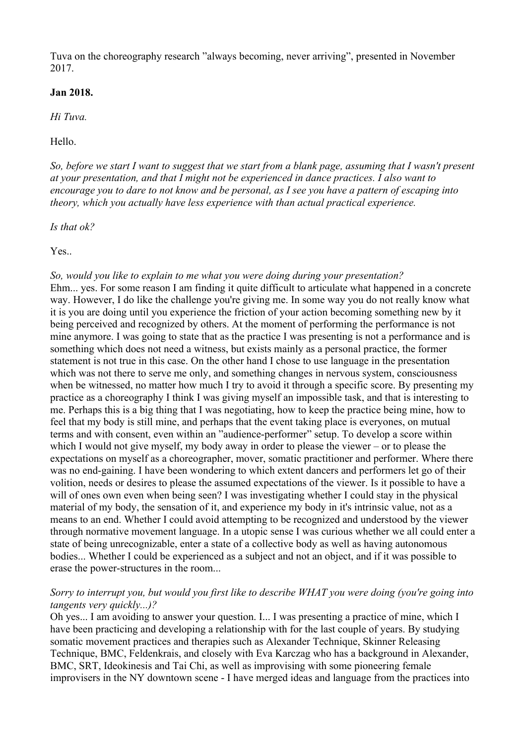Tuva on the choreography research ”always becoming, never arriving”, presented in November 2017.

**Jan 2018.**

*Hi Tuva.*

Hello.

*So, before we start I want to suggest that we start from a blank page, assuming that I wasn't present at your presentation, and that I might not be experienced in dance practices. I also want to encourage you to dare to not know and be personal, as I see you have a pattern of escaping into theory, which you actually have less experience with than actual practical experience.*

*Is that ok?*

Yes..

*So, would you like to explain to me what you were doing during your presentation?*
Ehm... yes. For some reason I am finding it quite difficult to articulate what happened in a concrete way. However, I do like the challenge you're giving me. In some way you do not really know what it is you are doing until you experience the friction of your action becoming something new by it being perceived and recognized by others. At the moment of performing the performance is not mine anymore. I was going to state that as the practice I was presenting is not a performance and is something which does not need a witness, but exists mainly as a personal practice, the former statement is not true in this case. On the other hand I chose to use language in the presentation which was not there to serve me only, and something changes in nervous system, consciousness when be witnessed, no matter how much I try to avoid it through a specific score. By presenting my practice as a choreography I think I was giving myself an impossible task, and that is interesting to me. Perhaps this is a big thing that I was negotiating, how to keep the practice being mine, how to feel that my body is still mine, and perhaps that the event taking place is everyones, on mutual terms and with consent, even within an ”audience-performer” setup. To develop a score within which I would not give myself, my body away in order to please the viewer – or to please the expectations on myself as a choreographer, mover, somatic practitioner and performer. Where there was no end-gaining. I have been wondering to which extent dancers and performers let go of their volition, needs or desires to please the assumed expectations of the viewer. Is it possible to have a will of ones own even when being seen? I was investigating whether I could stay in the physical material of my body, the sensation of it, and experience my body in it's intrinsic value, not as a means to an end. Whether I could avoid attempting to be recognized and understood by the viewer through normative movement language. In a utopic sense I was curious whether we all could enter a state of being unrecognizable, enter a state of a collective body as well as having autonomous bodies... Whether I could be experienced as a subject and not an object, and if it was possible to erase the power-structures in the room...

*Sorry to interrupt you, but would you first like to describe WHAT you were doing (you're going into tangents very quickly...)?*
Oh yes... I am avoiding to answer your question. I... I was presenting a practice of mine, which I have been practicing and developing a relationship with for the last couple of years. By studying somatic movement practices and therapies such as Alexander Technique, Skinner Releasing Technique, BMC, Feldenkrais, and closely with Eva Karczag who has a background in Alexander, BMC, SRT, Ideokinesis and Tai Chi, as well as improvising with some pioneering female improvisers in the NY downtown scene - I have merged ideas and language from the practices into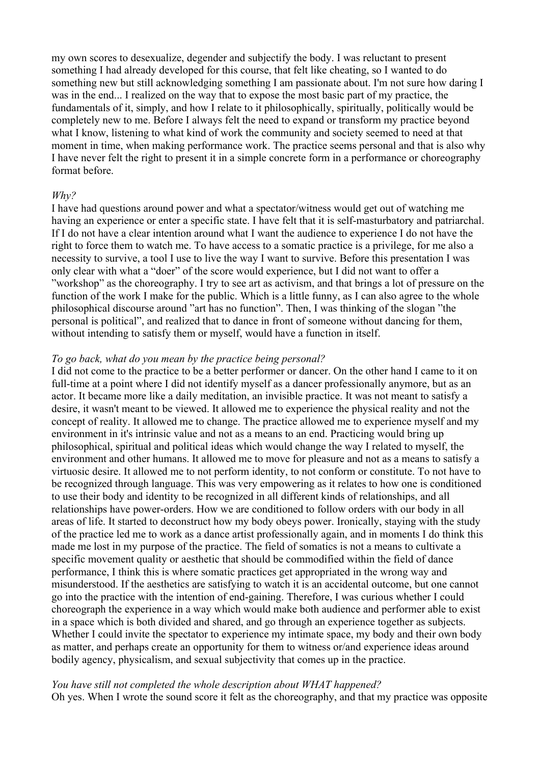my own scores to desexualize, degender and subjectify the body. I was reluctant to present something I had already developed for this course, that felt like cheating, so I wanted to do something new but still acknowledging something I am passionate about. I'm not sure how daring I was in the end... I realized on the way that to expose the most basic part of my practice, the fundamentals of it, simply, and how I relate to it philosophically, spiritually, politically would be completely new to me. Before I always felt the need to expand or transform my practice beyond what I know, listening to what kind of work the community and society seemed to need at that moment in time, when making performance work. The practice seems personal and that is also why I have never felt the right to present it in a simple concrete form in a performance or choreography format before.

*Why?*

I have had questions around power and what a spectator/witness would get out of watching me having an experience or enter a specific state. I have felt that it is self-masturbatory and patriarchal. If I do not have a clear intention around what I want the audience to experience I do not have the right to force them to watch me. To have access to a somatic practice is a privilege, for me also a necessity to survive, a tool I use to live the way I want to survive. Before this presentation I was only clear with what a "doer" of the score would experience, but I did not want to offer a "workshop" as the choreography. I try to see art as activism, and that brings a lot of pressure on the function of the work I make for the public. Which is a little funny, as I can also agree to the whole philosophical discourse around "art has no function". Then, I was thinking of the slogan "the personal is political", and realized that to dance in front of someone without dancing for them, without intending to satisfy them or myself, would have a function in itself.

*To go back, what do you mean by the practice being personal?*

I did not come to the practice to be a better performer or dancer. On the other hand I came to it on full-time at a point where I did not identify myself as a dancer professionally anymore, but as an actor. It became more like a daily meditation, an invisible practice. It was not meant to satisfy a desire, it wasn't meant to be viewed. It allowed me to experience the physical reality and not the concept of reality. It allowed me to change. The practice allowed me to experience myself and my environment in it's intrinsic value and not as a means to an end. Practicing would bring up philosophical, spiritual and political ideas which would change the way I related to myself, the environment and other humans. It allowed me to move for pleasure and not as a means to satisfy a virtuosic desire. It allowed me to not perform identity, to not conform or constitute. To not have to be recognized through language. This was very empowering as it relates to how one is conditioned to use their body and identity to be recognized in all different kinds of relationships, and all relationships have power-orders. How we are conditioned to follow orders with our body in all areas of life. It started to deconstruct how my body obeys power. Ironically, staying with the study of the practice led me to work as a dance artist professionally again, and in moments I do think this made me lost in my purpose of the practice. The field of somatics is not a means to cultivate a specific movement quality or aesthetic that should be commodified within the field of dance performance, I think this is where somatic practices get appropriated in the wrong way and misunderstood. If the aesthetics are satisfying to watch it is an accidental outcome, but one cannot go into the practice with the intention of end-gaining. Therefore, I was curious whether I could choreograph the experience in a way which would make both audience and performer able to exist in a space which is both divided and shared, and go through an experience together as subjects. Whether I could invite the spectator to experience my intimate space, my body and their own body as matter, and perhaps create an opportunity for them to witness or/and experience ideas around bodily agency, physicalism, and sexual subjectivity that comes up in the practice.

*You have still not completed the whole description about WHAT happened?*

Oh yes. When I wrote the sound score it felt as the choreography, and that my practice was opposite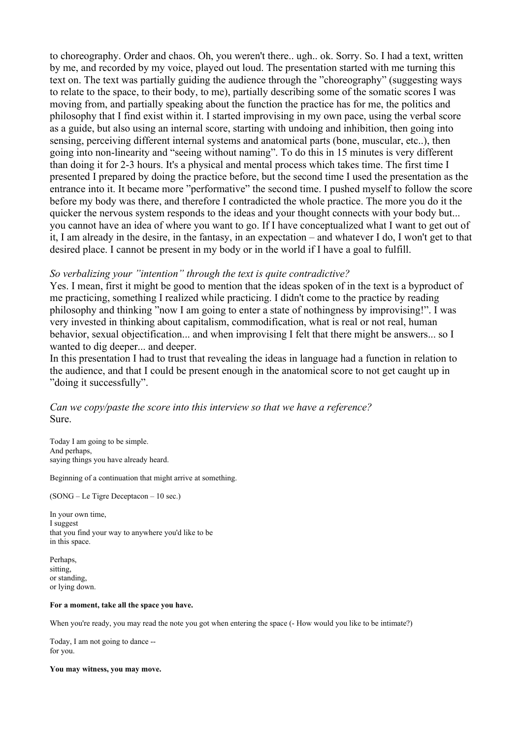to choreography. Order and chaos. Oh, you weren't there.. ugh.. ok. Sorry. So. I had a text, written by me, and recorded by my voice, played out loud. The presentation started with me turning this text on. The text was partially guiding the audience through the ”choreography” (suggesting ways to relate to the space, to their body, to me), partially describing some of the somatic scores I was moving from, and partially speaking about the function the practice has for me, the politics and philosophy that I find exist within it. I started improvising in my own pace, using the verbal score as a guide, but also using an internal score, starting with undoing and inhibition, then going into sensing, perceiving different internal systems and anatomical parts (bone, muscular, etc..), then going into non-linearity and “seeing without naming”. To do this in 15 minutes is very different than doing it for 2-3 hours. It's a physical and mental process which takes time. The first time I presented I prepared by doing the practice before, but the second time I used the presentation as the entrance into it. It became more ”performative” the second time. I pushed myself to follow the score before my body was there, and therefore I contradicted the whole practice. The more you do it the quicker the nervous system responds to the ideas and your thought connects with your body but... you cannot have an idea of where you want to go. If I have conceptualized what I want to get out of it, I am already in the desire, in the fantasy, in an expectation – and whatever I do, I won't get to that desired place. I cannot be present in my body or in the world if I have a goal to fulfill.

*So verbalizing your ”intention” through the text is quite contradictive?*

Yes. I mean, first it might be good to mention that the ideas spoken of in the text is a byproduct of me practicing, something I realized while practicing. I didn't come to the practice by reading philosophy and thinking ”now I am going to enter a state of nothingness by improvising!”. I was very invested in thinking about capitalism, commodification, what is real or not real, human behavior, sexual objectification... and when improvising I felt that there might be answers... so I wanted to dig deeper... and deeper.

In this presentation I had to trust that revealing the ideas in language had a function in relation to the audience, and that I could be present enough in the anatomical score to not get caught up in ”doing it successfully”.

*Can we copy/paste the score into this interview so that we have a reference?*

Sure.

Today I am going to be simple.
And perhaps,
saying things you have already heard.

Beginning of a continuation that might arrive at something.

(SONG – Le Tigre Deceptacon – 10 sec.)

In your own time,
I suggest
that you find your way to anywhere you'd like to be
in this space.

Perhaps,
sitting,
or standing,
or lying down.

**For a moment, take all the space you have.**

When you're ready, you may read the note you got when entering the space (- How would you like to be intimate?)

Today, I am not going to dance --
for you.

**You may witness, you may move.**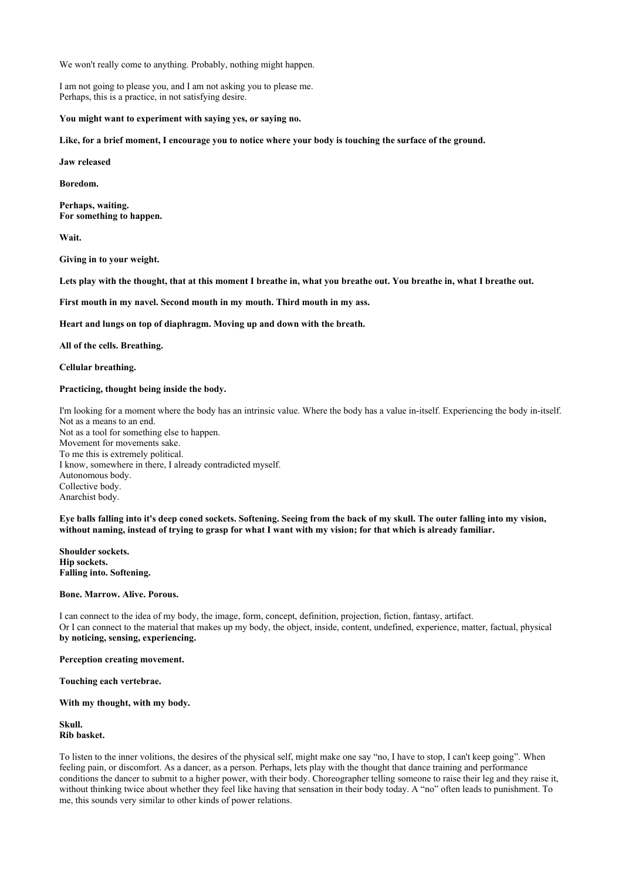We won't really come to anything. Probably, nothing might happen.

I am not going to please you, and I am not asking you to please me.
Perhaps, this is a practice, in not satisfying desire.

**You might want to experiment with saying yes, or saying no.**

**Like, for a brief moment, I encourage you to notice where your body is touching the surface of the ground.**

**Jaw released**

**Boredom.**

**Perhaps, waiting.**
**For something to happen.**

**Wait.**

**Giving in to your weight.**

**Lets play with the thought, that at this moment I breathe in, what you breathe out. You breathe in, what I breathe out.**

**First mouth in my navel. Second mouth in my mouth. Third mouth in my ass.**

**Heart and lungs on top of diaphragm. Moving up and down with the breath.**

**All of the cells. Breathing.**

**Cellular breathing.**

**Practicing, thought being inside the body.**

I'm looking for a moment where the body has an intrinsic value. Where the body has a value in-itself. Experiencing the body in-itself.
Not as a means to an end.
Not as a tool for something else to happen.
Movement for movements sake.
To me this is extremely political.
I know, somewhere in there, I already contradicted myself.
Autonomous body.
Collective body.
Anarchist body.

**Eye balls falling into it's deep coned sockets. Softening. Seeing from the back of my skull. The outer falling into my vision, without naming, instead of trying to grasp for what I want with my vision; for that which is already familiar.**

**Shoulder sockets.**
**Hip sockets.**
**Falling into. Softening.**

**Bone. Marrow. Alive. Porous.**

I can connect to the idea of my body, the image, form, concept, definition, projection, fiction, fantasy, artifact.
Or I can connect to the material that makes up my body, the object, inside, content, undefined, experience, matter, factual, physical **by noticing, sensing, experiencing.**

**Perception creating movement.**

**Touching each vertebrae.**

**With my thought, with my body.**

**Skull.**
**Rib basket.**

To listen to the inner volitions, the desires of the physical self, might make one say "no, I have to stop, I can't keep going". When feeling pain, or discomfort. As a dancer, as a person. Perhaps, lets play with the thought that dance training and performance conditions the dancer to submit to a higher power, with their body. Choreographer telling someone to raise their leg and they raise it, without thinking twice about whether they feel like having that sensation in their body today. A "no" often leads to punishment. To me, this sounds very similar to other kinds of power relations.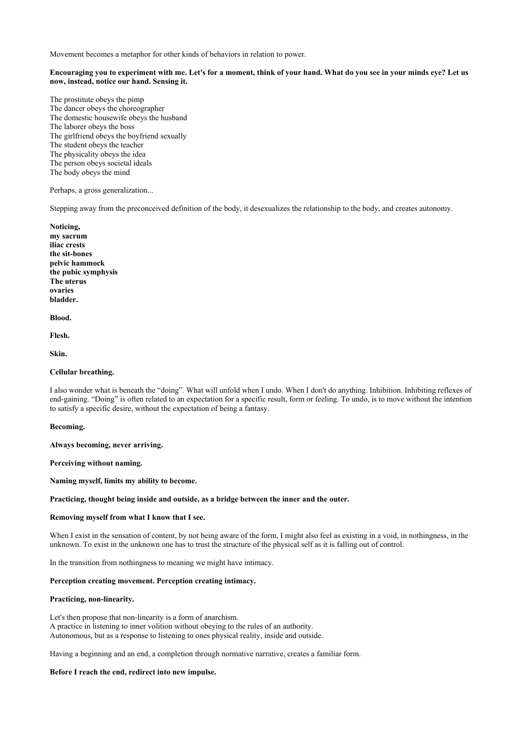Movement becomes a metaphor for other kinds of behaviors in relation to power.

**Encouraging you to experiment with me. Let's for a moment, think of your hand. What do you see in your minds eye? Let us now, instead, notice our hand. Sensing it.**

The prostitute obeys the pimp
The dancer obeys the choreographer
The domestic housewife obeys the husband
The laborer obeys the boss
The girlfriend obeys the boyfriend sexually
The student obeys the teacher
The physicality obeys the idea
The person obeys societal ideals
The body obeys the mind

Perhaps, a gross generalization...

Stepping away from the preconceived definition of the body, it desexualizes the relationship to the body, and creates autonomy.

**Noticing,**
**my sacrum**
**iliac crests**
**the sit-bones**
**pelvic hammock**
**the pubic symphysis**
**The uterus**
**ovaries**
**bladder.**

**Blood.**

**Flesh.**

**Skin.**

**Cellular breathing.**

I also wonder what is beneath the "doing". What will unfold when I undo. When I don't do anything. Inhibition. Inhibiting reflexes of end-gaining. "Doing" is often related to an expectation for a specific result, form or feeling. To undo, is to move without the intention to satisfy a specific desire, without the expectation of being a fantasy.

**Becoming.**

**Always becoming, never arriving.**

**Perceiving without naming.**

**Naming myself, limits my ability to become.**

**Practicing, thought being inside and outside, as a bridge between the inner and the outer.**

**Removing myself from what I know that I see.**

When I exist in the sensation of content, by not being aware of the form, I might also feel as existing in a void, in nothingness, in the unknown. To exist in the unknown one has to trust the structure of the physical self as it is falling out of control.

In the transition from nothingness to meaning we might have intimacy.

**Perception creating movement. Perception creating intimacy.**

**Practicing, non-linearity.**

Let's then propose that non-linearity is a form of anarchism.
A practice in listening to inner volition without obeying to the rules of an authority.
Autonomous, but as a response to listening to ones physical reality, inside and outside.

Having a beginning and an end, a completion through normative narrative, creates a familiar form.

**Before I reach the end, redirect into new impulse.**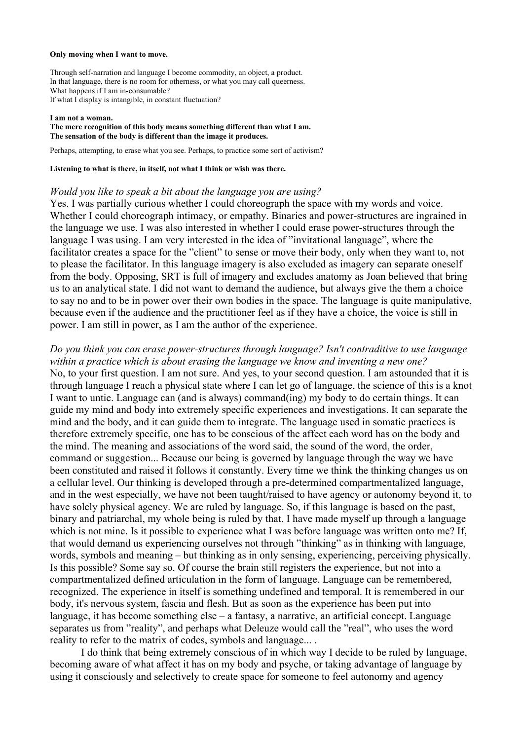**Only moving when I want to move.**

Through self-narration and language I become commodity, an object, a product.
In that language, there is no room for otherness, or what you may call queerness.
What happens if I am in-consumable?
If what I display is intangible, in constant fluctuation?

**I am not a woman.**
**The mere recognition of this body means something different than what I am.**
**The sensation of the body is different than the image it produces.**

Perhaps, attempting, to erase what you see. Perhaps, to practice some sort of activism?

**Listening to what is there, in itself, not what I think or wish was there.**

*Would you like to speak a bit about the language you are using?*
Yes. I was partially curious whether I could choreograph the space with my words and voice. Whether I could choreograph intimacy, or empathy. Binaries and power-structures are ingrained in the language we use. I was also interested in whether I could erase power-structures through the language I was using. I am very interested in the idea of ”invitational language”, where the facilitator creates a space for the ”client” to sense or move their body, only when they want to, not to please the facilitator. In this language imagery is also excluded as imagery can separate oneself from the body. Opposing, SRT is full of imagery and excludes anatomy as Joan believed that bring us to an analytical state. I did not want to demand the audience, but always give the them a choice to say no and to be in power over their own bodies in the space. The language is quite manipulative, because even if the audience and the practitioner feel as if they have a choice, the voice is still in power. I am still in power, as I am the author of the experience.

*Do you think you can erase power-structures through language? Isn't contraditive to use language within a practice which is about erasing the language we know and inventing a new one?*
No, to your first question. I am not sure. And yes, to your second question. I am astounded that it is through language I reach a physical state where I can let go of language, the science of this is a knot I want to untie. Language can (and is always) command(ing) my body to do certain things. It can guide my mind and body into extremely specific experiences and investigations. It can separate the mind and the body, and it can guide them to integrate. The language used in somatic practices is therefore extremely specific, one has to be conscious of the affect each word has on the body and the mind. The meaning and associations of the word said, the sound of the word, the order, command or suggestion... Because our being is governed by language through the way we have been constituted and raised it follows it constantly. Every time we think the thinking changes us on a cellular level. Our thinking is developed through a pre-determined compartmentalized language, and in the west especially, we have not been taught/raised to have agency or autonomy beyond it, to have solely physical agency. We are ruled by language. So, if this language is based on the past, binary and patriarchal, my whole being is ruled by that. I have made myself up through a language which is not mine. Is it possible to experience what I was before language was written onto me? If, that would demand us experiencing ourselves not through ”thinking” as in thinking with language, words, symbols and meaning – but thinking as in only sensing, experiencing, perceiving physically. Is this possible? Some say so. Of course the brain still registers the experience, but not into a compartmentalized defined articulation in the form of language. Language can be remembered, recognized. The experience in itself is something undefined and temporal. It is remembered in our body, it's nervous system, fascia and flesh. But as soon as the experience has been put into language, it has become something else – a fantasy, a narrative, an artificial concept. Language separates us from ”reality”, and perhaps what Deleuze would call the ”real”, who uses the word reality to refer to the matrix of codes, symbols and language... .

I do think that being extremely conscious of in which way I decide to be ruled by language, becoming aware of what affect it has on my body and psyche, or taking advantage of language by using it consciously and selectively to create space for someone to feel autonomy and agency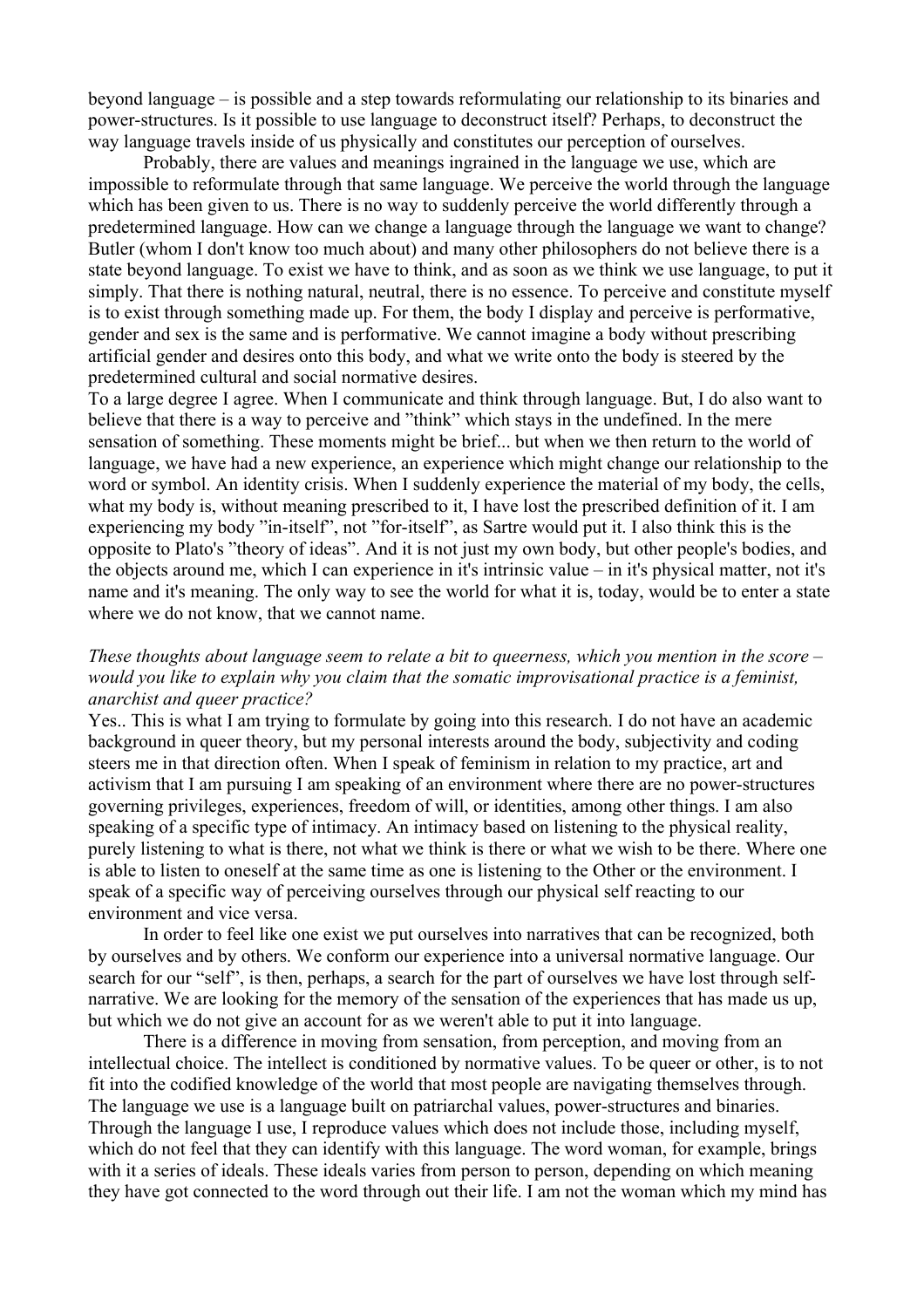beyond language – is possible and a step towards reformulating our relationship to its binaries and power-structures. Is it possible to use language to deconstruct itself? Perhaps, to deconstruct the way language travels inside of us physically and constitutes our perception of ourselves.

Probably, there are values and meanings ingrained in the language we use, which are impossible to reformulate through that same language. We perceive the world through the language which has been given to us. There is no way to suddenly perceive the world differently through a predetermined language. How can we change a language through the language we want to change? Butler (whom I don't know too much about) and many other philosophers do not believe there is a state beyond language. To exist we have to think, and as soon as we think we use language, to put it simply. That there is nothing natural, neutral, there is no essence. To perceive and constitute myself is to exist through something made up. For them, the body I display and perceive is performative, gender and sex is the same and is performative. We cannot imagine a body without prescribing artificial gender and desires onto this body, and what we write onto the body is steered by the predetermined cultural and social normative desires.

To a large degree I agree. When I communicate and think through language. But, I do also want to believe that there is a way to perceive and ”think” which stays in the undefined. In the mere sensation of something. These moments might be brief... but when we then return to the world of language, we have had a new experience, an experience which might change our relationship to the word or symbol. An identity crisis. When I suddenly experience the material of my body, the cells, what my body is, without meaning prescribed to it, I have lost the prescribed definition of it. I am experiencing my body ”in-itself”, not ”for-itself”, as Sartre would put it. I also think this is the opposite to Plato's ”theory of ideas”. And it is not just my own body, but other people's bodies, and the objects around me, which I can experience in it's intrinsic value – in it's physical matter, not it's name and it's meaning. The only way to see the world for what it is, today, would be to enter a state where we do not know, that we cannot name.

*These thoughts about language seem to relate a bit to queerness, which you mention in the score – would you like to explain why you claim that the somatic improvisational practice is a feminist, anarchist and queer practice?*

Yes.. This is what I am trying to formulate by going into this research. I do not have an academic background in queer theory, but my personal interests around the body, subjectivity and coding steers me in that direction often. When I speak of feminism in relation to my practice, art and activism that I am pursuing I am speaking of an environment where there are no power-structures governing privileges, experiences, freedom of will, or identities, among other things. I am also speaking of a specific type of intimacy. An intimacy based on listening to the physical reality, purely listening to what is there, not what we think is there or what we wish to be there. Where one is able to listen to oneself at the same time as one is listening to the Other or the environment. I speak of a specific way of perceiving ourselves through our physical self reacting to our environment and vice versa.

In order to feel like one exist we put ourselves into narratives that can be recognized, both by ourselves and by others. We conform our experience into a universal normative language. Our search for our “self”, is then, perhaps, a search for the part of ourselves we have lost through self-narrative. We are looking for the memory of the sensation of the experiences that has made us up, but which we do not give an account for as we weren't able to put it into language.

There is a difference in moving from sensation, from perception, and moving from an intellectual choice. The intellect is conditioned by normative values. To be queer or other, is to not fit into the codified knowledge of the world that most people are navigating themselves through. The language we use is a language built on patriarchal values, power-structures and binaries. Through the language I use, I reproduce values which does not include those, including myself, which do not feel that they can identify with this language. The word woman, for example, brings with it a series of ideals. These ideals varies from person to person, depending on which meaning they have got connected to the word through out their life. I am not the woman which my mind has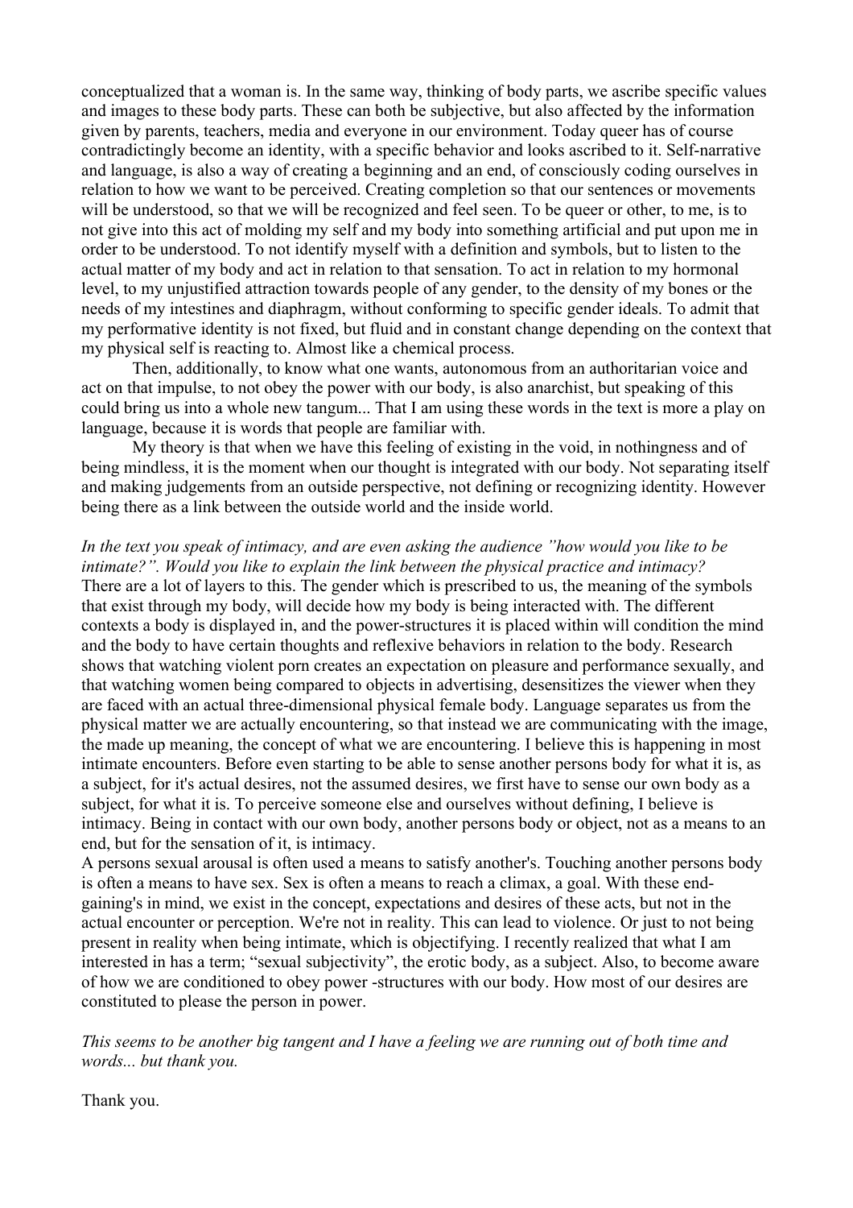conceptualized that a woman is. In the same way, thinking of body parts, we ascribe specific values and images to these body parts. These can both be subjective, but also affected by the information given by parents, teachers, media and everyone in our environment. Today queer has of course contradictingly become an identity, with a specific behavior and looks ascribed to it. Self-narrative and language, is also a way of creating a beginning and an end, of consciously coding ourselves in relation to how we want to be perceived. Creating completion so that our sentences or movements will be understood, so that we will be recognized and feel seen. To be queer or other, to me, is to not give into this act of molding my self and my body into something artificial and put upon me in order to be understood. To not identify myself with a definition and symbols, but to listen to the actual matter of my body and act in relation to that sensation. To act in relation to my hormonal level, to my unjustified attraction towards people of any gender, to the density of my bones or the needs of my intestines and diaphragm, without conforming to specific gender ideals. To admit that my performative identity is not fixed, but fluid and in constant change depending on the context that my physical self is reacting to. Almost like a chemical process.

Then, additionally, to know what one wants, autonomous from an authoritarian voice and act on that impulse, to not obey the power with our body, is also anarchist, but speaking of this could bring us into a whole new tangum... That I am using these words in the text is more a play on language, because it is words that people are familiar with.

My theory is that when we have this feeling of existing in the void, in nothingness and of being mindless, it is the moment when our thought is integrated with our body. Not separating itself and making judgements from an outside perspective, not defining or recognizing identity. However being there as a link between the outside world and the inside world.

*In the text you speak of intimacy, and are even asking the audience "how would you like to be intimate?". Would you like to explain the link between the physical practice and intimacy?*

There are a lot of layers to this. The gender which is prescribed to us, the meaning of the symbols that exist through my body, will decide how my body is being interacted with. The different contexts a body is displayed in, and the power-structures it is placed within will condition the mind and the body to have certain thoughts and reflexive behaviors in relation to the body. Research shows that watching violent porn creates an expectation on pleasure and performance sexually, and that watching women being compared to objects in advertising, desensitizes the viewer when they are faced with an actual three-dimensional physical female body. Language separates us from the physical matter we are actually encountering, so that instead we are communicating with the image, the made up meaning, the concept of what we are encountering. I believe this is happening in most intimate encounters. Before even starting to be able to sense another persons body for what it is, as a subject, for it's actual desires, not the assumed desires, we first have to sense our own body as a subject, for what it is. To perceive someone else and ourselves without defining, I believe is intimacy. Being in contact with our own body, another persons body or object, not as a means to an end, but for the sensation of it, is intimacy.

A persons sexual arousal is often used a means to satisfy another's. Touching another persons body is often a means to have sex. Sex is often a means to reach a climax, a goal. With these end-gaining's in mind, we exist in the concept, expectations and desires of these acts, but not in the actual encounter or perception. We're not in reality. This can lead to violence. Or just to not being present in reality when being intimate, which is objectifying. I recently realized that what I am interested in has a term; "sexual subjectivity", the erotic body, as a subject. Also, to become aware of how we are conditioned to obey power -structures with our body. How most of our desires are constituted to please the person in power.

*This seems to be another big tangent and I have a feeling we are running out of both time and words... but thank you.*

Thank you.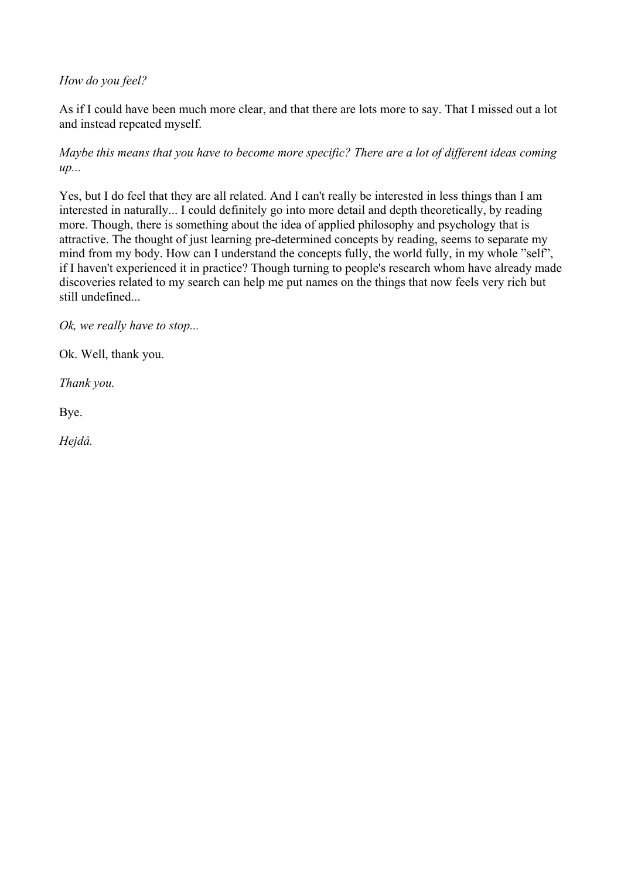*How do you feel?*

As if I could have been much more clear, and that there are lots more to say. That I missed out a lot and instead repeated myself.

*Maybe this means that you have to become more specific? There are a lot of different ideas coming up...*

Yes, but I do feel that they are all related. And I can't really be interested in less things than I am interested in naturally... I could definitely go into more detail and depth theoretically, by reading more. Though, there is something about the idea of applied philosophy and psychology that is attractive. The thought of just learning pre-determined concepts by reading, seems to separate my mind from my body. How can I understand the concepts fully, the world fully, in my whole ”self”, if I haven't experienced it in practice? Though turning to people's research whom have already made discoveries related to my search can help me put names on the things that now feels very rich but still undefined...

*Ok, we really have to stop...*

Ok. Well, thank you.

*Thank you.*

Bye.

*Hejdå.*